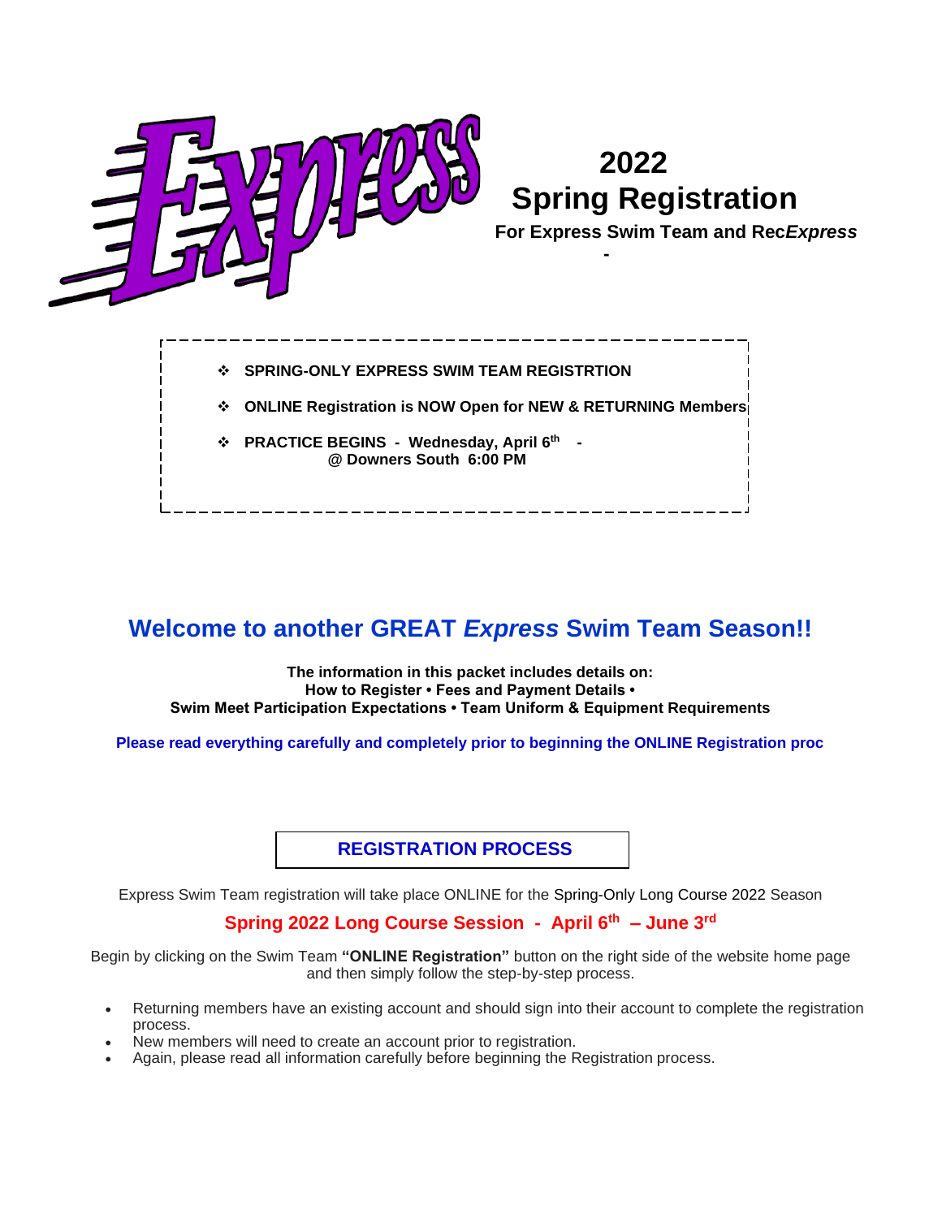# Express

## 2022 Spring Registration

**For Express Swim Team and Rec*Express***

-

- **SPRING-ONLY EXPRESS SWIM TEAM REGISTRTION**
- **ONLINE Registration is NOW Open for NEW & RETURNING Members**
- **PRACTICE BEGINS - Wednesday, April 6th -**
  **@ Downers South 6:00 PM**

## Welcome to another GREAT *Express* Swim Team Season!!

**The information in this packet includes details on:**
**How to Register • Fees and Payment Details •**
**Swim Meet Participation Expectations • Team Uniform & Equipment Requirements**

**Please read everything carefully and completely prior to beginning the ONLINE Registration proc**

### REGISTRATION PROCESS

Express Swim Team registration will take place ONLINE for the Spring-Only Long Course 2022 Season

**Spring 2022 Long Course Session - April 6th – June 3rd**

Begin by clicking on the Swim Team **"ONLINE Registration"** button on the right side of the website home page and then simply follow the step-by-step process.

- Returning members have an existing account and should sign into their account to complete the registration process.
- New members will need to create an account prior to registration.
- Again, please read all information carefully before beginning the Registration process.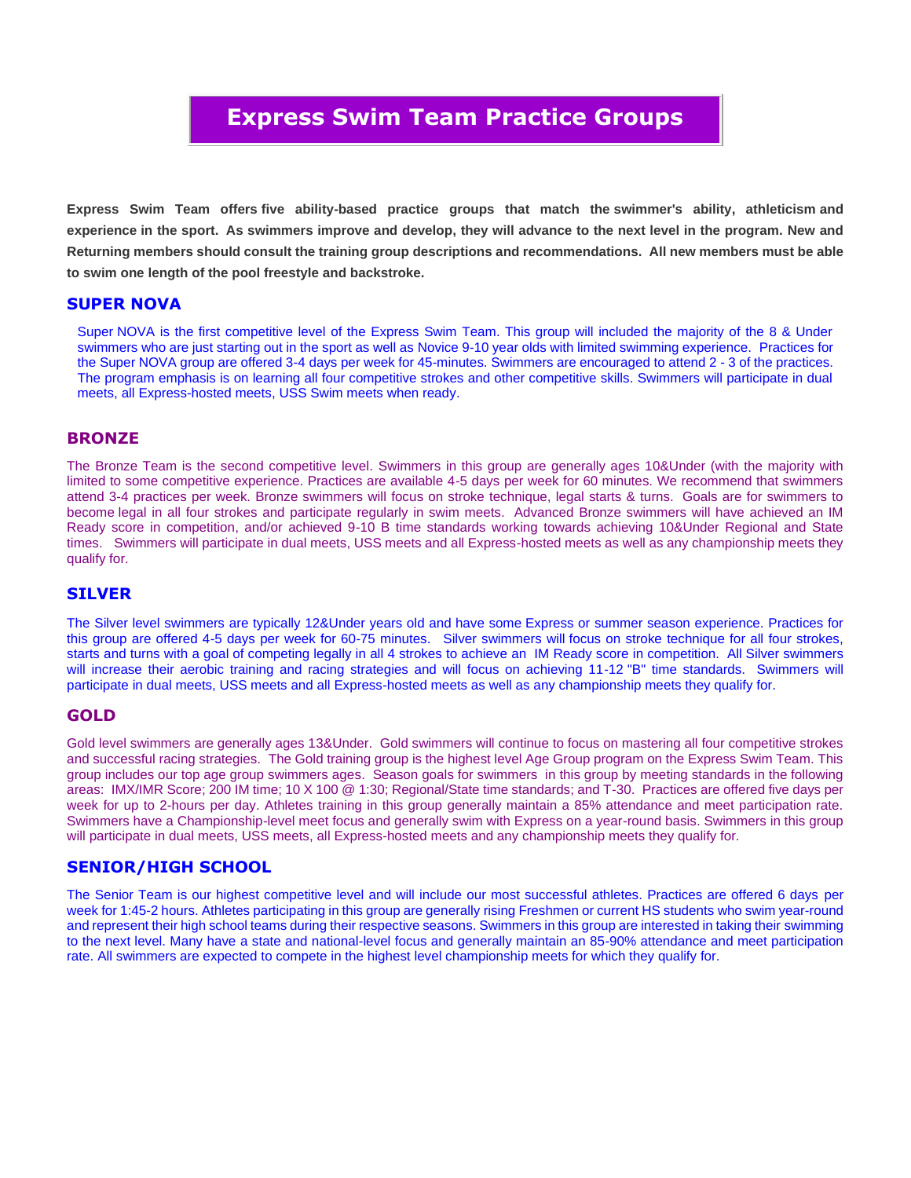# Express Swim Team Practice Groups

**Express Swim Team offers five ability-based practice groups that match the swimmer's ability, athleticism and experience in the sport. As swimmers improve and develop, they will advance to the next level in the program. New and Returning members should consult the training group descriptions and recommendations. All new members must be able to swim one length of the pool freestyle and backstroke.**

## SUPER NOVA

Super NOVA is the first competitive level of the Express Swim Team. This group will included the majority of the 8 & Under swimmers who are just starting out in the sport as well as Novice 9-10 year olds with limited swimming experience. Practices for the Super NOVA group are offered 3-4 days per week for 45-minutes. Swimmers are encouraged to attend 2 - 3 of the practices. The program emphasis is on learning all four competitive strokes and other competitive skills. Swimmers will participate in dual meets, all Express-hosted meets, USS Swim meets when ready.

## BRONZE

The Bronze Team is the second competitive level. Swimmers in this group are generally ages 10&Under (with the majority with limited to some competitive experience. Practices are available 4-5 days per week for 60 minutes. We recommend that swimmers attend 3-4 practices per week. Bronze swimmers will focus on stroke technique, legal starts & turns. Goals are for swimmers to become legal in all four strokes and participate regularly in swim meets. Advanced Bronze swimmers will have achieved an IM Ready score in competition, and/or achieved 9-10 B time standards working towards achieving 10&Under Regional and State times. Swimmers will participate in dual meets, USS meets and all Express-hosted meets as well as any championship meets they qualify for.

## SILVER

The Silver level swimmers are typically 12&Under years old and have some Express or summer season experience. Practices for this group are offered 4-5 days per week for 60-75 minutes. Silver swimmers will focus on stroke technique for all four strokes, starts and turns with a goal of competing legally in all 4 strokes to achieve an IM Ready score in competition. All Silver swimmers will increase their aerobic training and racing strategies and will focus on achieving 11-12 "B" time standards. Swimmers will participate in dual meets, USS meets and all Express-hosted meets as well as any championship meets they qualify for.

## GOLD

Gold level swimmers are generally ages 13&Under. Gold swimmers will continue to focus on mastering all four competitive strokes and successful racing strategies. The Gold training group is the highest level Age Group program on the Express Swim Team. This group includes our top age group swimmers ages. Season goals for swimmers in this group by meeting standards in the following areas: IMX/IMR Score; 200 IM time; 10 X 100 @ 1:30; Regional/State time standards; and T-30. Practices are offered five days per week for up to 2-hours per day. Athletes training in this group generally maintain a 85% attendance and meet participation rate. Swimmers have a Championship-level meet focus and generally swim with Express on a year-round basis. Swimmers in this group will participate in dual meets, USS meets, all Express-hosted meets and any championship meets they qualify for.

## SENIOR/HIGH SCHOOL

The Senior Team is our highest competitive level and will include our most successful athletes. Practices are offered 6 days per week for 1:45-2 hours. Athletes participating in this group are generally rising Freshmen or current HS students who swim year-round and represent their high school teams during their respective seasons. Swimmers in this group are interested in taking their swimming to the next level. Many have a state and national-level focus and generally maintain an 85-90% attendance and meet participation rate. All swimmers are expected to compete in the highest level championship meets for which they qualify for.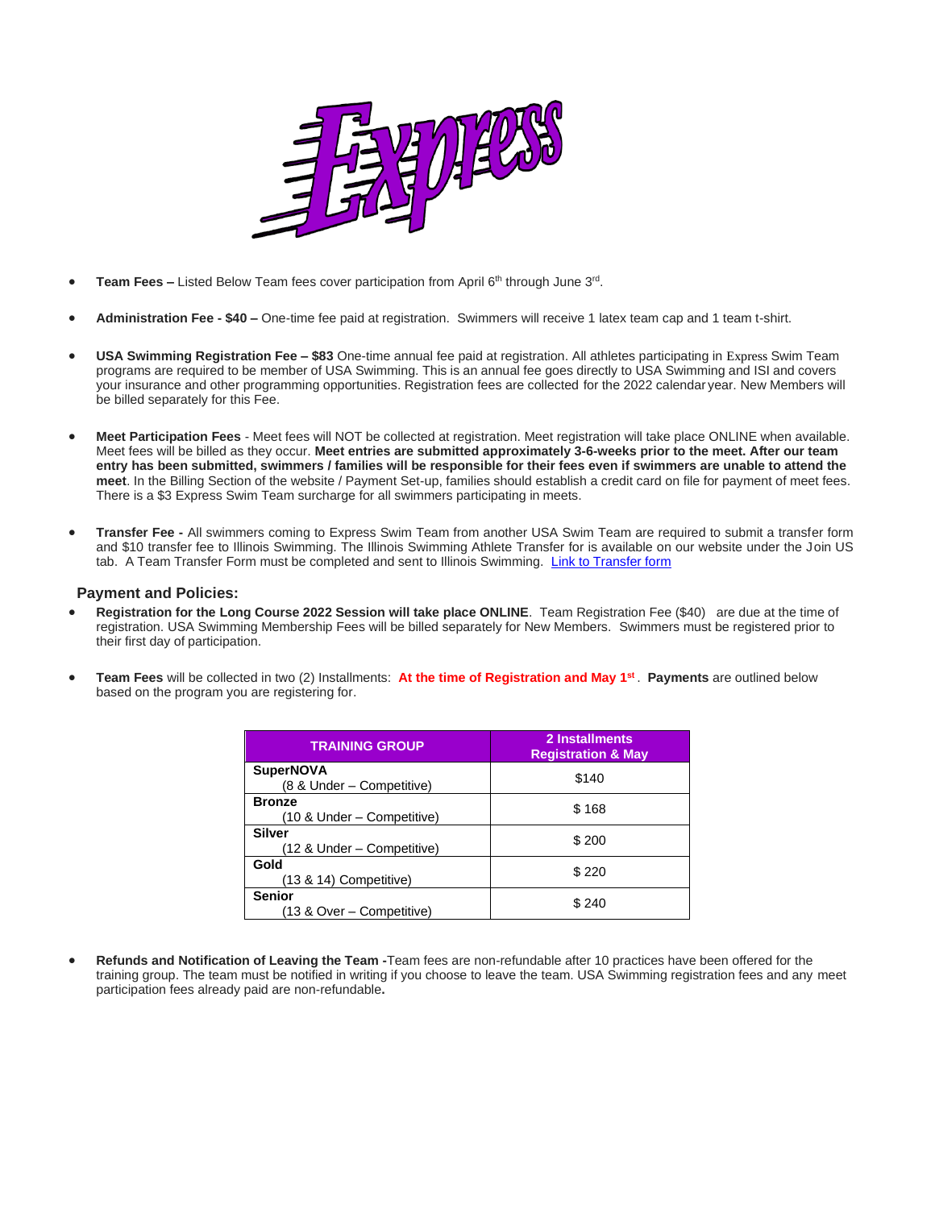# Express

- **Team Fees –** Listed Below Team fees cover participation from April 6th through June 3rd.

- **Administration Fee - $40 –** One-time fee paid at registration. Swimmers will receive 1 latex team cap and 1 team t-shirt.

- **USA Swimming Registration Fee – $83** One-time annual fee paid at registration. All athletes participating in Express Swim Team programs are required to be member of USA Swimming. This is an annual fee goes directly to USA Swimming and ISI and covers your insurance and other programming opportunities. Registration fees are collected for the 2022 calendar year. New Members will be billed separately for this Fee.

- **Meet Participation Fees** - Meet fees will NOT be collected at registration. Meet registration will take place ONLINE when available. Meet fees will be billed as they occur. **Meet entries are submitted approximately 3-6-weeks prior to the meet. After our team entry has been submitted, swimmers / families will be responsible for their fees even if swimmers are unable to attend the meet**. In the Billing Section of the website / Payment Set-up, families should establish a credit card on file for payment of meet fees. There is a $3 Express Swim Team surcharge for all swimmers participating in meets.

- **Transfer Fee -** All swimmers coming to Express Swim Team from another USA Swim Team are required to submit a transfer form and $10 transfer fee to Illinois Swimming. The Illinois Swimming Athlete Transfer for is available on our website under the Join US tab. A Team Transfer Form must be completed and sent to Illinois Swimming. Link to Transfer form

## Payment and Policies:

- **Registration for the Long Course 2022 Session will take place ONLINE**. Team Registration Fee ($40) are due at the time of registration. USA Swimming Membership Fees will be billed separately for New Members. Swimmers must be registered prior to their first day of participation.

- **Team Fees** will be collected in two (2) Installments: **At the time of Registration and May 1st**. **Payments** are outlined below based on the program you are registering for.

| TRAINING GROUP | 2 Installments Registration & May |
|---|---|
| **SuperNOVA** (8 & Under – Competitive) | $140 |
| **Bronze** (10 & Under – Competitive) | $ 168 |
| **Silver** (12 & Under – Competitive) | $ 200 |
| **Gold** (13 & 14) Competitive) | $ 220 |
| **Senior** (13 & Over – Competitive) | $ 240 |

- **Refunds and Notification of Leaving the Team -**Team fees are non-refundable after 10 practices have been offered for the training group. The team must be notified in writing if you choose to leave the team. USA Swimming registration fees and any meet participation fees already paid are non-refundable**.**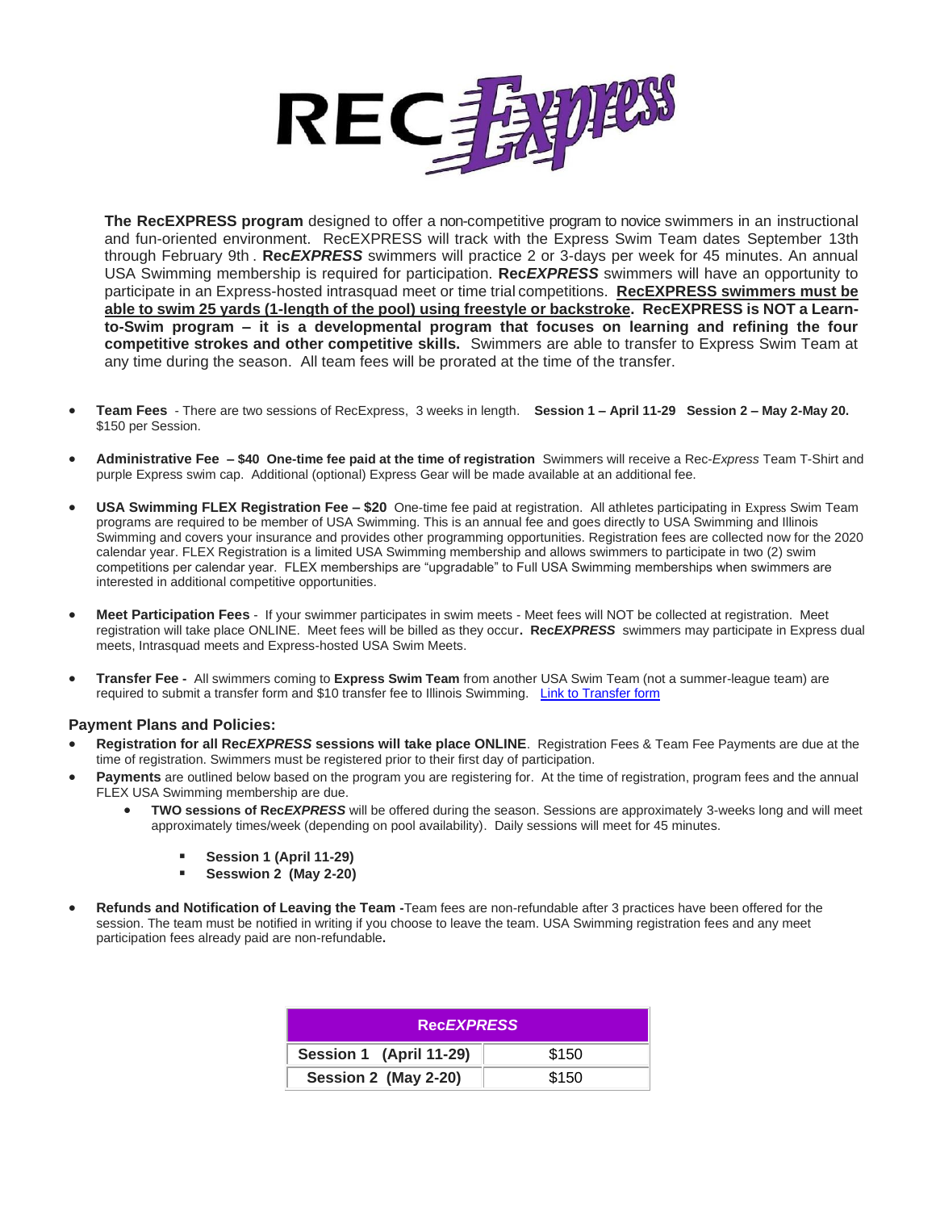# REC *Express*

**The RecEXPRESS program** designed to offer a non-competitive program to novice swimmers in an instructional and fun-oriented environment. RecEXPRESS will track with the Express Swim Team dates September 13th through February 9th . **Rec*EXPRESS*** swimmers will practice 2 or 3-days per week for 45 minutes. An annual USA Swimming membership is required for participation. **Rec*EXPRESS*** swimmers will have an opportunity to participate in an Express-hosted intrasquad meet or time trial competitions. **RecEXPRESS swimmers must be able to swim 25 yards (1-length of the pool) using freestyle or backstroke. RecEXPRESS is NOT a Learn-to-Swim program – it is a developmental program that focuses on learning and refining the four competitive strokes and other competitive skills.** Swimmers are able to transfer to Express Swim Team at any time during the season. All team fees will be prorated at the time of the transfer.

- **Team Fees** - There are two sessions of RecExpress, 3 weeks in length. **Session 1 – April 11-29 Session 2 – May 2-May 20.** $150 per Session.
- **Administrative Fee – $40 One-time fee paid at the time of registration** Swimmers will receive a Rec-*Express* Team T-Shirt and purple Express swim cap. Additional (optional) Express Gear will be made available at an additional fee.
- **USA Swimming FLEX Registration Fee – $20** One-time fee paid at registration. All athletes participating in Express Swim Team programs are required to be member of USA Swimming. This is an annual fee and goes directly to USA Swimming and Illinois Swimming and covers your insurance and provides other programming opportunities. Registration fees are collected now for the 2020 calendar year. FLEX Registration is a limited USA Swimming membership and allows swimmers to participate in two (2) swim competitions per calendar year. FLEX memberships are "upgradable" to Full USA Swimming memberships when swimmers are interested in additional competitive opportunities.
- **Meet Participation Fees** - If your swimmer participates in swim meets - Meet fees will NOT be collected at registration. Meet registration will take place ONLINE. Meet fees will be billed as they occur**. Rec*EXPRESS*** swimmers may participate in Express dual meets, Intrasquad meets and Express-hosted USA Swim Meets.
- **Transfer Fee -** All swimmers coming to **Express Swim Team** from another USA Swim Team (not a summer-league team) are required to submit a transfer form and $10 transfer fee to Illinois Swimming. Link to Transfer form

### Payment Plans and Policies:

- **Registration for all Rec*EXPRESS* sessions will take place ONLINE**. Registration Fees & Team Fee Payments are due at the time of registration. Swimmers must be registered prior to their first day of participation.
- **Payments** are outlined below based on the program you are registering for. At the time of registration, program fees and the annual FLEX USA Swimming membership are due.
  - **TWO sessions of Rec*EXPRESS*** will be offered during the season. Sessions are approximately 3-weeks long and will meet approximately times/week (depending on pool availability). Daily sessions will meet for 45 minutes.
    - **Session 1 (April 11-29)**
    - **Sesswion 2 (May 2-20)**
- **Refunds and Notification of Leaving the Team -**Team fees are non-refundable after 3 practices have been offered for the session. The team must be notified in writing if you choose to leave the team. USA Swimming registration fees and any meet participation fees already paid are non-refundable**.**

| **Rec*EXPRESS*** | |
|---|---|
| **Session 1 (April 11-29)** | $150 |
| **Session 2 (May 2-20)** | $150 |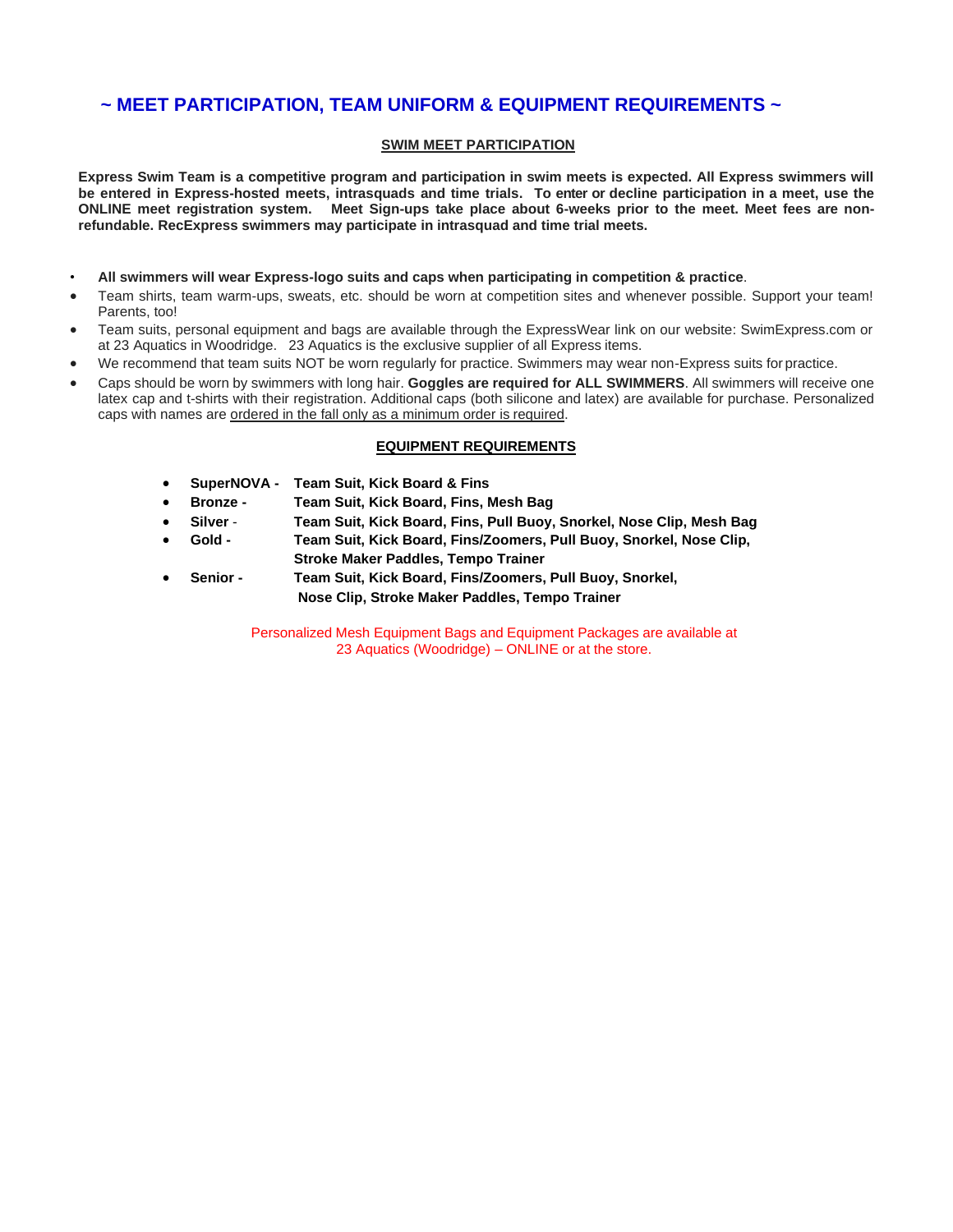# ~ MEET PARTICIPATION, TEAM UNIFORM & EQUIPMENT REQUIREMENTS ~

## SWIM MEET PARTICIPATION

**Express Swim Team is a competitive program and participation in swim meets is expected. All Express swimmers will be entered in Express-hosted meets, intrasquads and time trials. To enter or decline participation in a meet, use the ONLINE meet registration system. Meet Sign-ups take place about 6-weeks prior to the meet. Meet fees are non-refundable. RecExpress swimmers may participate in intrasquad and time trial meets.**

- **All swimmers will wear Express-logo suits and caps when participating in competition & practice**.
- Team shirts, team warm-ups, sweats, etc. should be worn at competition sites and whenever possible. Support your team! Parents, too!
- Team suits, personal equipment and bags are available through the ExpressWear link on our website: SwimExpress.com or at 23 Aquatics in Woodridge. 23 Aquatics is the exclusive supplier of all Express items.
- We recommend that team suits NOT be worn regularly for practice. Swimmers may wear non-Express suits for practice.
- Caps should be worn by swimmers with long hair. **Goggles are required for ALL SWIMMERS**. All swimmers will receive one latex cap and t-shirts with their registration. Additional caps (both silicone and latex) are available for purchase. Personalized caps with names are ordered in the fall only as a minimum order is required.

## EQUIPMENT REQUIREMENTS

- **SuperNOVA - Team Suit, Kick Board & Fins**
- **Bronze - Team Suit, Kick Board, Fins, Mesh Bag**
- **Silver** - **Team Suit, Kick Board, Fins, Pull Buoy, Snorkel, Nose Clip, Mesh Bag**
- **Gold - Team Suit, Kick Board, Fins/Zoomers, Pull Buoy, Snorkel, Nose Clip, Stroke Maker Paddles, Tempo Trainer**
- **Senior - Team Suit, Kick Board, Fins/Zoomers, Pull Buoy, Snorkel, Nose Clip, Stroke Maker Paddles, Tempo Trainer**

Personalized Mesh Equipment Bags and Equipment Packages are available at 23 Aquatics (Woodridge) – ONLINE or at the store.